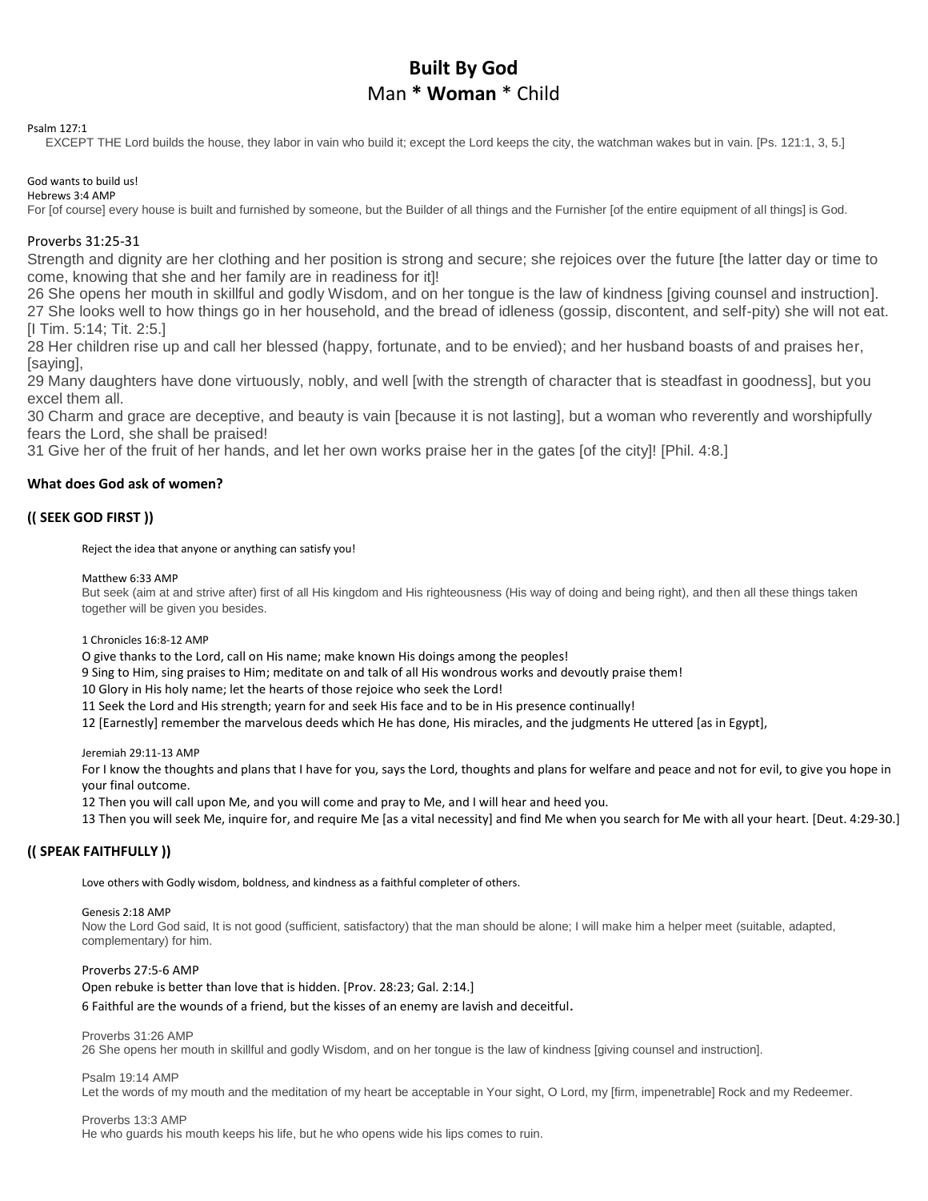# Built By God

## Man * **Woman** * Child

Psalm 127:1

EXCEPT THE Lord builds the house, they labor in vain who build it; except the Lord keeps the city, the watchman wakes but in vain. [Ps. 121:1, 3, 5.]

God wants to build us!

Hebrews 3:4 AMP

For [of course] every house is built and furnished by someone, but the Builder of all things and the Furnisher [of the entire equipment of all things] is God.

Proverbs 31:25-31

Strength and dignity are her clothing and her position is strong and secure; she rejoices over the future [the latter day or time to come, knowing that she and her family are in readiness for it]!

26 She opens her mouth in skillful and godly Wisdom, and on her tongue is the law of kindness [giving counsel and instruction].

27 She looks well to how things go in her household, and the bread of idleness (gossip, discontent, and self-pity) she will not eat. [I Tim. 5:14; Tit. 2:5.]

28 Her children rise up and call her blessed (happy, fortunate, and to be envied); and her husband boasts of and praises her, [saying],

29 Many daughters have done virtuously, nobly, and well [with the strength of character that is steadfast in goodness], but you excel them all.

30 Charm and grace are deceptive, and beauty is vain [because it is not lasting], but a woman who reverently and worshipfully fears the Lord, she shall be praised!

31 Give her of the fruit of her hands, and let her own works praise her in the gates [of the city]! [Phil. 4:8.]

**What does God ask of women?**

### (( SEEK GOD FIRST ))

Reject the idea that anyone or anything can satisfy you!

Matthew 6:33 AMP

But seek (aim at and strive after) first of all His kingdom and His righteousness (His way of doing and being right), and then all these things taken together will be given you besides.

1 Chronicles 16:8-12 AMP

O give thanks to the Lord, call on His name; make known His doings among the peoples!

9 Sing to Him, sing praises to Him; meditate on and talk of all His wondrous works and devoutly praise them!

10 Glory in His holy name; let the hearts of those rejoice who seek the Lord!

11 Seek the Lord and His strength; yearn for and seek His face and to be in His presence continually!

12 [Earnestly] remember the marvelous deeds which He has done, His miracles, and the judgments He uttered [as in Egypt],

Jeremiah 29:11-13 AMP

For I know the thoughts and plans that I have for you, says the Lord, thoughts and plans for welfare and peace and not for evil, to give you hope in your final outcome.

12 Then you will call upon Me, and you will come and pray to Me, and I will hear and heed you.

13 Then you will seek Me, inquire for, and require Me [as a vital necessity] and find Me when you search for Me with all your heart. [Deut. 4:29-30.]

### (( SPEAK FAITHFULLY ))

Love others with Godly wisdom, boldness, and kindness as a faithful completer of others.

Genesis 2:18 AMP

Now the Lord God said, It is not good (sufficient, satisfactory) that the man should be alone; I will make him a helper meet (suitable, adapted, complementary) for him.

Proverbs 27:5-6 AMP

Open rebuke is better than love that is hidden. [Prov. 28:23; Gal. 2:14.]

6 Faithful are the wounds of a friend, but the kisses of an enemy are lavish and deceitful.

Proverbs 31:26 AMP

26 She opens her mouth in skillful and godly Wisdom, and on her tongue is the law of kindness [giving counsel and instruction].

Psalm 19:14 AMP

Let the words of my mouth and the meditation of my heart be acceptable in Your sight, O Lord, my [firm, impenetrable] Rock and my Redeemer.

Proverbs 13:3 AMP

He who guards his mouth keeps his life, but he who opens wide his lips comes to ruin.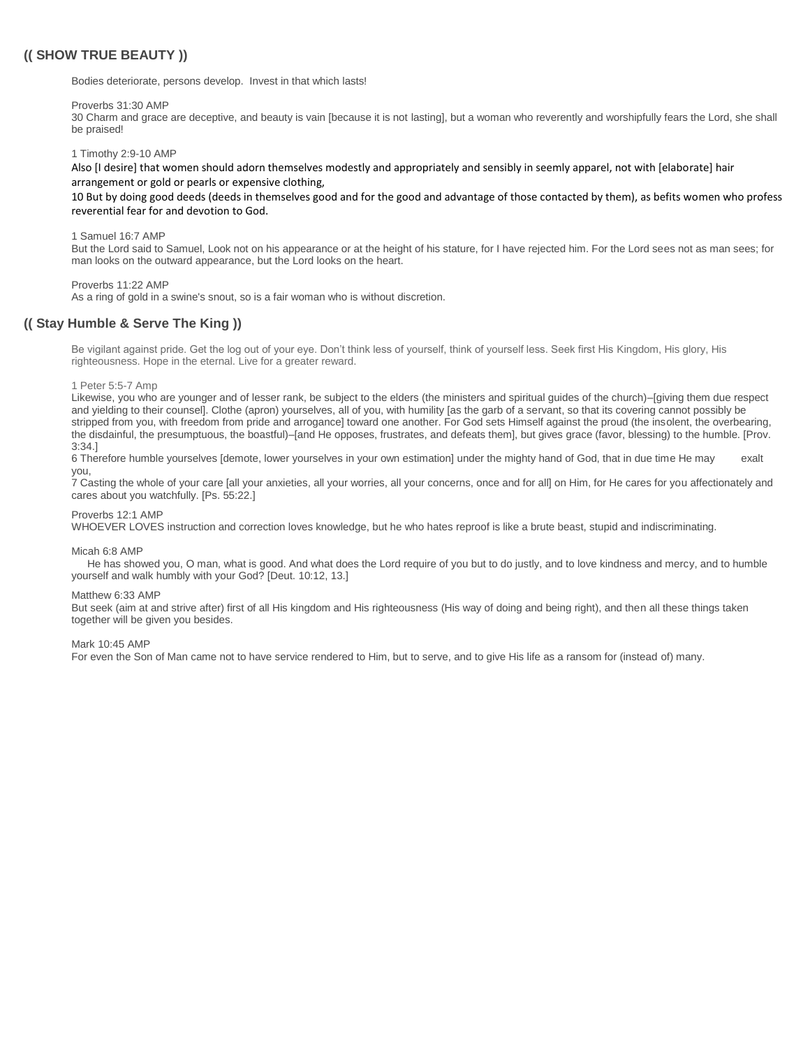## (( SHOW TRUE BEAUTY ))

Bodies deteriorate, persons develop. Invest in that which lasts!

Proverbs 31:30 AMP
30 Charm and grace are deceptive, and beauty is vain [because it is not lasting], but a woman who reverently and worshipfully fears the Lord, she shall be praised!

1 Timothy 2:9-10 AMP
Also [I desire] that women should adorn themselves modestly and appropriately and sensibly in seemly apparel, not with [elaborate] hair arrangement or gold or pearls or expensive clothing,
10 But by doing good deeds (deeds in themselves good and for the good and advantage of those contacted by them), as befits women who profess reverential fear for and devotion to God.

1 Samuel 16:7 AMP
But the Lord said to Samuel, Look not on his appearance or at the height of his stature, for I have rejected him. For the Lord sees not as man sees; for man looks on the outward appearance, but the Lord looks on the heart.

Proverbs 11:22 AMP
As a ring of gold in a swine's snout, so is a fair woman who is without discretion.

## (( Stay Humble & Serve The King ))

Be vigilant against pride. Get the log out of your eye. Don't think less of yourself, think of yourself less. Seek first His Kingdom, His glory, His righteousness. Hope in the eternal. Live for a greater reward.

1 Peter 5:5-7 Amp
Likewise, you who are younger and of lesser rank, be subject to the elders (the ministers and spiritual guides of the church)–[giving them due respect and yielding to their counsel]. Clothe (apron) yourselves, all of you, with humility [as the garb of a servant, so that its covering cannot possibly be stripped from you, with freedom from pride and arrogance] toward one another. For God sets Himself against the proud (the insolent, the overbearing, the disdainful, the presumptuous, the boastful)–[and He opposes, frustrates, and defeats them], but gives grace (favor, blessing) to the humble. [Prov. 3:34.]
6 Therefore humble yourselves [demote, lower yourselves in your own estimation] under the mighty hand of God, that in due time He may exalt you,
7 Casting the whole of your care [all your anxieties, all your worries, all your concerns, once and for all] on Him, for He cares for you affectionately and cares about you watchfully. [Ps. 55:22.]

Proverbs 12:1 AMP
WHOEVER LOVES instruction and correction loves knowledge, but he who hates reproof is like a brute beast, stupid and indiscriminating.

Micah 6:8 AMP
He has showed you, O man, what is good. And what does the Lord require of you but to do justly, and to love kindness and mercy, and to humble yourself and walk humbly with your God? [Deut. 10:12, 13.]

Matthew 6:33 AMP
But seek (aim at and strive after) first of all His kingdom and His righteousness (His way of doing and being right), and then all these things taken together will be given you besides.

Mark 10:45 AMP
For even the Son of Man came not to have service rendered to Him, but to serve, and to give His life as a ransom for (instead of) many.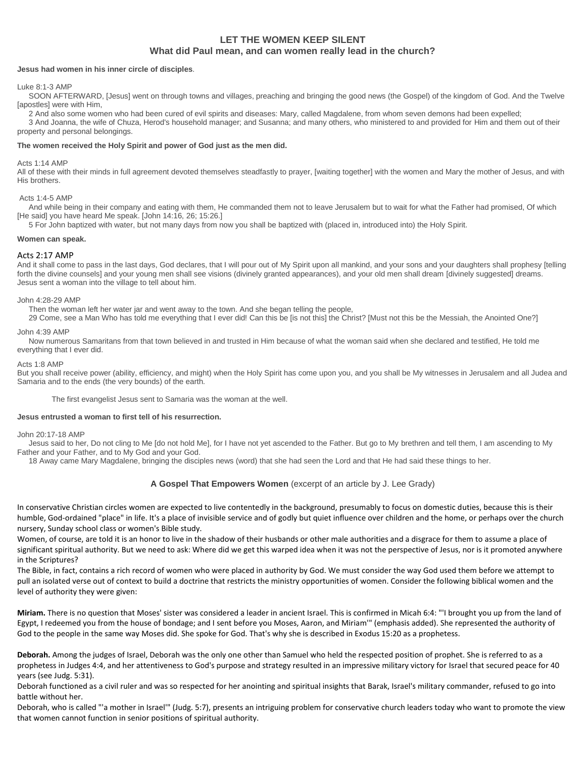## LET THE WOMEN KEEP SILENT
### What did Paul mean, and can women really lead in the church?

**Jesus had women in his inner circle of disciples**.

Luke 8:1-3 AMP

SOON AFTERWARD, [Jesus] went on through towns and villages, preaching and bringing the good news (the Gospel) of the kingdom of God. And the Twelve [apostles] were with Him,

2 And also some women who had been cured of evil spirits and diseases: Mary, called Magdalene, from whom seven demons had been expelled;

3 And Joanna, the wife of Chuza, Herod's household manager; and Susanna; and many others, who ministered to and provided for Him and them out of their property and personal belongings.

**The women received the Holy Spirit and power of God just as the men did.**

Acts 1:14 AMP

All of these with their minds in full agreement devoted themselves steadfastly to prayer, [waiting together] with the women and Mary the mother of Jesus, and with His brothers.

Acts 1:4-5 AMP

And while being in their company and eating with them, He commanded them not to leave Jerusalem but to wait for what the Father had promised, Of which [He said] you have heard Me speak. [John 14:16, 26; 15:26.]

5 For John baptized with water, but not many days from now you shall be baptized with (placed in, introduced into) the Holy Spirit.

**Women can speak.**

Acts 2:17 AMP

And it shall come to pass in the last days, God declares, that I will pour out of My Spirit upon all mankind, and your sons and your daughters shall prophesy [telling forth the divine counsels] and your young men shall see visions (divinely granted appearances), and your old men shall dream [divinely suggested] dreams.

Jesus sent a woman into the village to tell about him.

John 4:28-29 AMP

Then the woman left her water jar and went away to the town. And she began telling the people,

29 Come, see a Man Who has told me everything that I ever did! Can this be [is not this] the Christ? [Must not this be the Messiah, the Anointed One?]

John 4:39 AMP

Now numerous Samaritans from that town believed in and trusted in Him because of what the woman said when she declared and testified, He told me everything that I ever did.

Acts 1:8 AMP

But you shall receive power (ability, efficiency, and might) when the Holy Spirit has come upon you, and you shall be My witnesses in Jerusalem and all Judea and Samaria and to the ends (the very bounds) of the earth.

The first evangelist Jesus sent to Samaria was the woman at the well.

**Jesus entrusted a woman to first tell of his resurrection.**

John 20:17-18 AMP

Jesus said to her, Do not cling to Me [do not hold Me], for I have not yet ascended to the Father. But go to My brethren and tell them, I am ascending to My Father and your Father, and to My God and your God.

18 Away came Mary Magdalene, bringing the disciples news (word) that she had seen the Lord and that He had said these things to her.

### **A Gospel That Empowers Women** (excerpt of an article by J. Lee Grady)

In conservative Christian circles women are expected to live contentedly in the background, presumably to focus on domestic duties, because this is their humble, God-ordained "place" in life. It's a place of invisible service and of godly but quiet influence over children and the home, or perhaps over the church nursery, Sunday school class or women's Bible study.

Women, of course, are told it is an honor to live in the shadow of their husbands or other male authorities and a disgrace for them to assume a place of significant spiritual authority. But we need to ask: Where did we get this warped idea when it was not the perspective of Jesus, nor is it promoted anywhere in the Scriptures?

The Bible, in fact, contains a rich record of women who were placed in authority by God. We must consider the way God used them before we attempt to pull an isolated verse out of context to build a doctrine that restricts the ministry opportunities of women. Consider the following biblical women and the level of authority they were given:

**Miriam.** There is no question that Moses' sister was considered a leader in ancient Israel. This is confirmed in Micah 6:4: "'I brought you up from the land of Egypt, I redeemed you from the house of bondage; and I sent before you Moses, Aaron, and Miriam'" (emphasis added). She represented the authority of God to the people in the same way Moses did. She spoke for God. That's why she is described in Exodus 15:20 as a prophetess.

**Deborah.** Among the judges of Israel, Deborah was the only one other than Samuel who held the respected position of prophet. She is referred to as a prophetess in Judges 4:4, and her attentiveness to God's purpose and strategy resulted in an impressive military victory for Israel that secured peace for 40 years (see Judg. 5:31).

Deborah functioned as a civil ruler and was so respected for her anointing and spiritual insights that Barak, Israel's military commander, refused to go into battle without her.

Deborah, who is called "'a mother in Israel'" (Judg. 5:7), presents an intriguing problem for conservative church leaders today who want to promote the view that women cannot function in senior positions of spiritual authority.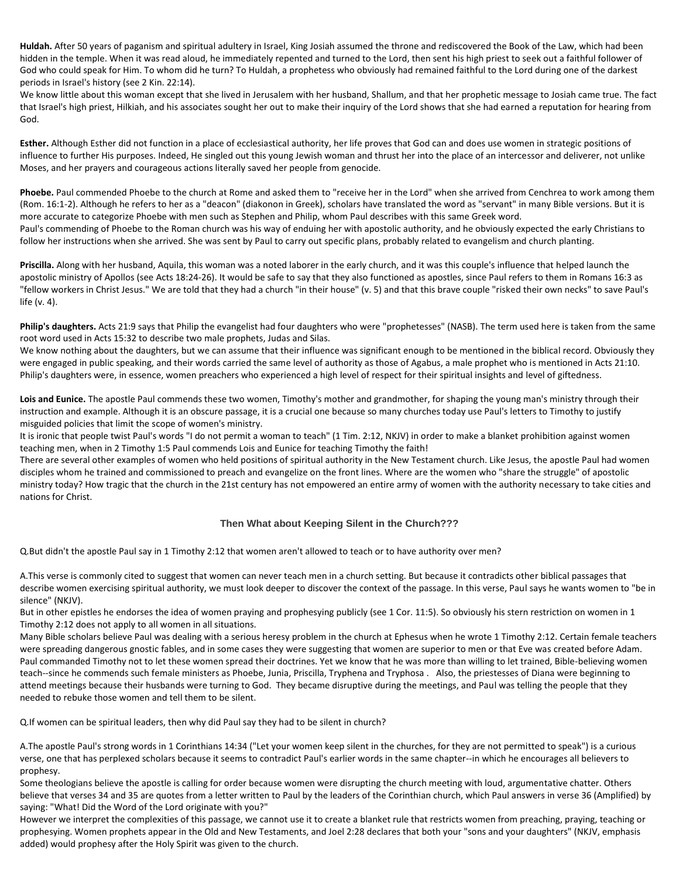**Huldah.** After 50 years of paganism and spiritual adultery in Israel, King Josiah assumed the throne and rediscovered the Book of the Law, which had been hidden in the temple. When it was read aloud, he immediately repented and turned to the Lord, then sent his high priest to seek out a faithful follower of God who could speak for Him. To whom did he turn? To Huldah, a prophetess who obviously had remained faithful to the Lord during one of the darkest periods in Israel's history (see 2 Kin. 22:14).

We know little about this woman except that she lived in Jerusalem with her husband, Shallum, and that her prophetic message to Josiah came true. The fact that Israel's high priest, Hilkiah, and his associates sought her out to make their inquiry of the Lord shows that she had earned a reputation for hearing from God.

**Esther.** Although Esther did not function in a place of ecclesiastical authority, her life proves that God can and does use women in strategic positions of influence to further His purposes. Indeed, He singled out this young Jewish woman and thrust her into the place of an intercessor and deliverer, not unlike Moses, and her prayers and courageous actions literally saved her people from genocide.

**Phoebe.** Paul commended Phoebe to the church at Rome and asked them to "receive her in the Lord" when she arrived from Cenchrea to work among them (Rom. 16:1-2). Although he refers to her as a "deacon" (diakonon in Greek), scholars have translated the word as "servant" in many Bible versions. But it is more accurate to categorize Phoebe with men such as Stephen and Philip, whom Paul describes with this same Greek word.

Paul's commending of Phoebe to the Roman church was his way of enduing her with apostolic authority, and he obviously expected the early Christians to follow her instructions when she arrived. She was sent by Paul to carry out specific plans, probably related to evangelism and church planting.

**Priscilla.** Along with her husband, Aquila, this woman was a noted laborer in the early church, and it was this couple's influence that helped launch the apostolic ministry of Apollos (see Acts 18:24-26). It would be safe to say that they also functioned as apostles, since Paul refers to them in Romans 16:3 as "fellow workers in Christ Jesus." We are told that they had a church "in their house" (v. 5) and that this brave couple "risked their own necks" to save Paul's life (v. 4).

**Philip's daughters.** Acts 21:9 says that Philip the evangelist had four daughters who were "prophetesses" (NASB). The term used here is taken from the same root word used in Acts 15:32 to describe two male prophets, Judas and Silas.

We know nothing about the daughters, but we can assume that their influence was significant enough to be mentioned in the biblical record. Obviously they were engaged in public speaking, and their words carried the same level of authority as those of Agabus, a male prophet who is mentioned in Acts 21:10. Philip's daughters were, in essence, women preachers who experienced a high level of respect for their spiritual insights and level of giftedness.

**Lois and Eunice.** The apostle Paul commends these two women, Timothy's mother and grandmother, for shaping the young man's ministry through their instruction and example. Although it is an obscure passage, it is a crucial one because so many churches today use Paul's letters to Timothy to justify misguided policies that limit the scope of women's ministry.

It is ironic that people twist Paul's words "I do not permit a woman to teach" (1 Tim. 2:12, NKJV) in order to make a blanket prohibition against women teaching men, when in 2 Timothy 1:5 Paul commends Lois and Eunice for teaching Timothy the faith!

There are several other examples of women who held positions of spiritual authority in the New Testament church. Like Jesus, the apostle Paul had women disciples whom he trained and commissioned to preach and evangelize on the front lines. Where are the women who "share the struggle" of apostolic ministry today? How tragic that the church in the 21st century has not empowered an entire army of women with the authority necessary to take cities and nations for Christ.

## Then What about Keeping Silent in the Church???

Q.But didn't the apostle Paul say in 1 Timothy 2:12 that women aren't allowed to teach or to have authority over men?

A.This verse is commonly cited to suggest that women can never teach men in a church setting. But because it contradicts other biblical passages that describe women exercising spiritual authority, we must look deeper to discover the context of the passage. In this verse, Paul says he wants women to "be in silence" (NKJV).

But in other epistles he endorses the idea of women praying and prophesying publicly (see 1 Cor. 11:5). So obviously his stern restriction on women in 1 Timothy 2:12 does not apply to all women in all situations.

Many Bible scholars believe Paul was dealing with a serious heresy problem in the church at Ephesus when he wrote 1 Timothy 2:12. Certain female teachers were spreading dangerous gnostic fables, and in some cases they were suggesting that women are superior to men or that Eve was created before Adam. Paul commanded Timothy not to let these women spread their doctrines. Yet we know that he was more than willing to let trained, Bible-believing women teach--since he commends such female ministers as Phoebe, Junia, Priscilla, Tryphena and Tryphosa . Also, the priestesses of Diana were beginning to attend meetings because their husbands were turning to God. They became disruptive during the meetings, and Paul was telling the people that they needed to rebuke those women and tell them to be silent.

Q.If women can be spiritual leaders, then why did Paul say they had to be silent in church?

A.The apostle Paul's strong words in 1 Corinthians 14:34 ("Let your women keep silent in the churches, for they are not permitted to speak") is a curious verse, one that has perplexed scholars because it seems to contradict Paul's earlier words in the same chapter--in which he encourages all believers to prophesy.

Some theologians believe the apostle is calling for order because women were disrupting the church meeting with loud, argumentative chatter. Others believe that verses 34 and 35 are quotes from a letter written to Paul by the leaders of the Corinthian church, which Paul answers in verse 36 (Amplified) by saying: "What! Did the Word of the Lord originate with you?"

However we interpret the complexities of this passage, we cannot use it to create a blanket rule that restricts women from preaching, praying, teaching or prophesying. Women prophets appear in the Old and New Testaments, and Joel 2:28 declares that both your "sons and your daughters" (NKJV, emphasis added) would prophesy after the Holy Spirit was given to the church.